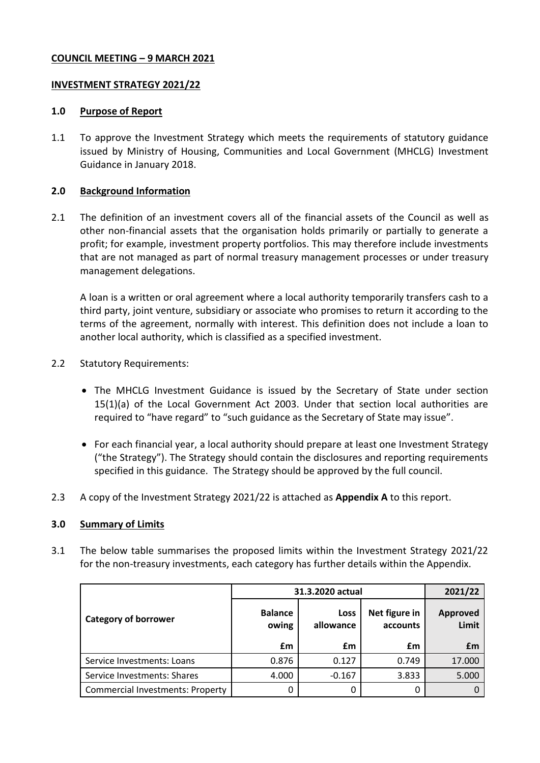**COUNCIL MEETING – 9 MARCH 2021**

**INVESTMENT STRATEGY 2021/22**

## 1.0 Purpose of Report

1.1 To approve the Investment Strategy which meets the requirements of statutory guidance issued by Ministry of Housing, Communities and Local Government (MHCLG) Investment Guidance in January 2018.

## 2.0 Background Information

2.1 The definition of an investment covers all of the financial assets of the Council as well as other non-financial assets that the organisation holds primarily or partially to generate a profit; for example, investment property portfolios. This may therefore include investments that are not managed as part of normal treasury management processes or under treasury management delegations.

A loan is a written or oral agreement where a local authority temporarily transfers cash to a third party, joint venture, subsidiary or associate who promises to return it according to the terms of the agreement, normally with interest. This definition does not include a loan to another local authority, which is classified as a specified investment.

2.2 Statutory Requirements:

- The MHCLG Investment Guidance is issued by the Secretary of State under section 15(1)(a) of the Local Government Act 2003. Under that section local authorities are required to "have regard" to "such guidance as the Secretary of State may issue".
- For each financial year, a local authority should prepare at least one Investment Strategy ("the Strategy"). The Strategy should contain the disclosures and reporting requirements specified in this guidance. The Strategy should be approved by the full council.

2.3 A copy of the Investment Strategy 2021/22 is attached as **Appendix A** to this report.

## 3.0 Summary of Limits

3.1 The below table summarises the proposed limits within the Investment Strategy 2021/22 for the non-treasury investments, each category has further details within the Appendix.

| Category of borrower | 31.3.2020 actual | | | 2021/22 |
|---|---|---|---|---|
| | Balance owing | Loss allowance | Net figure in accounts | Approved Limit |
| | £m | £m | £m | £m |
| Service Investments: Loans | 0.876 | 0.127 | 0.749 | 17.000 |
| Service Investments: Shares | 4.000 | -0.167 | 3.833 | 5.000 |
| Commercial Investments: Property | 0 | 0 | 0 | 0 |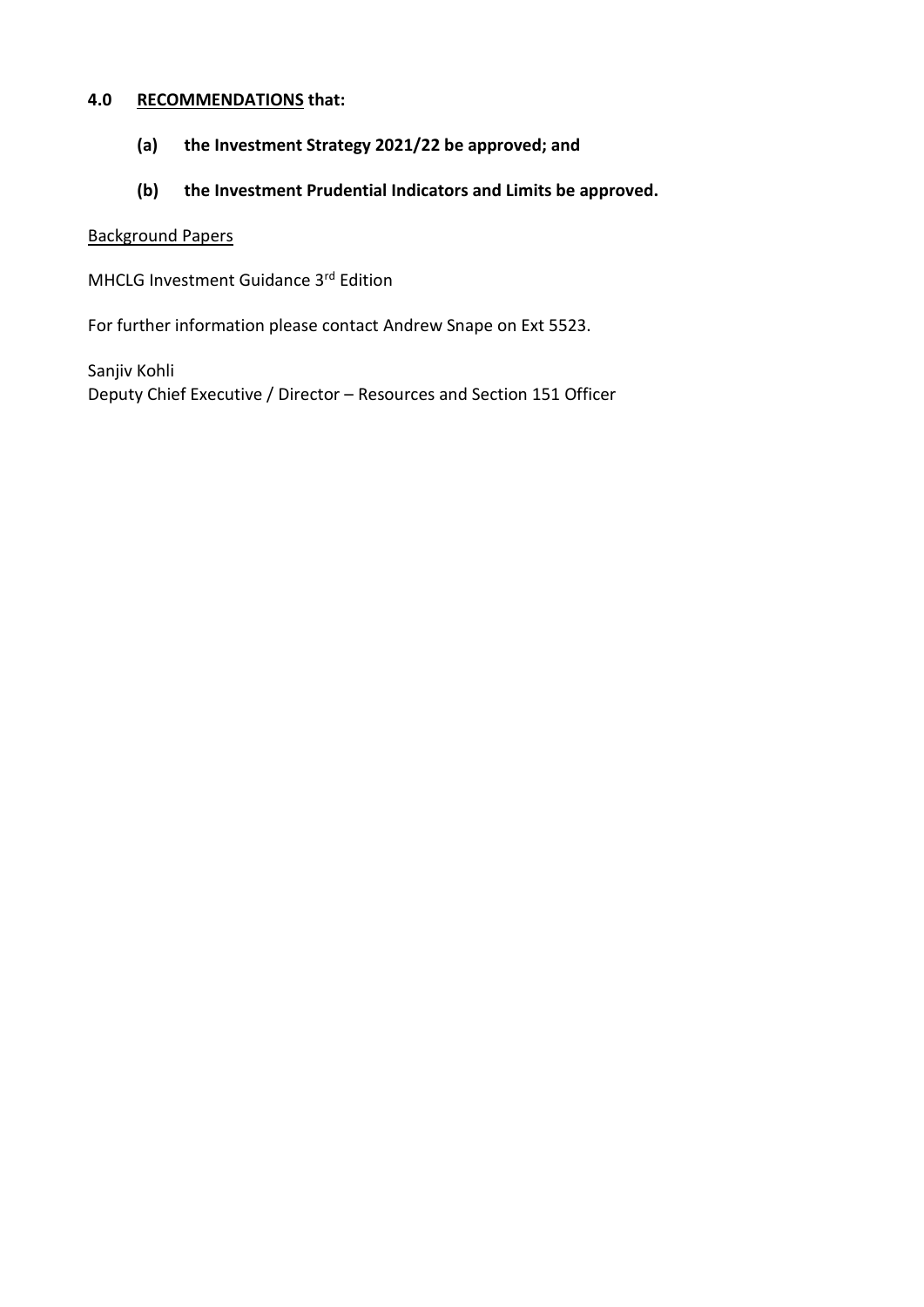## 4.0 RECOMMENDATIONS that:

**(a) the Investment Strategy 2021/22 be approved; and**

**(b) the Investment Prudential Indicators and Limits be approved.**

Background Papers

MHCLG Investment Guidance 3rd Edition

For further information please contact Andrew Snape on Ext 5523.

Sanjiv Kohli
Deputy Chief Executive / Director – Resources and Section 151 Officer